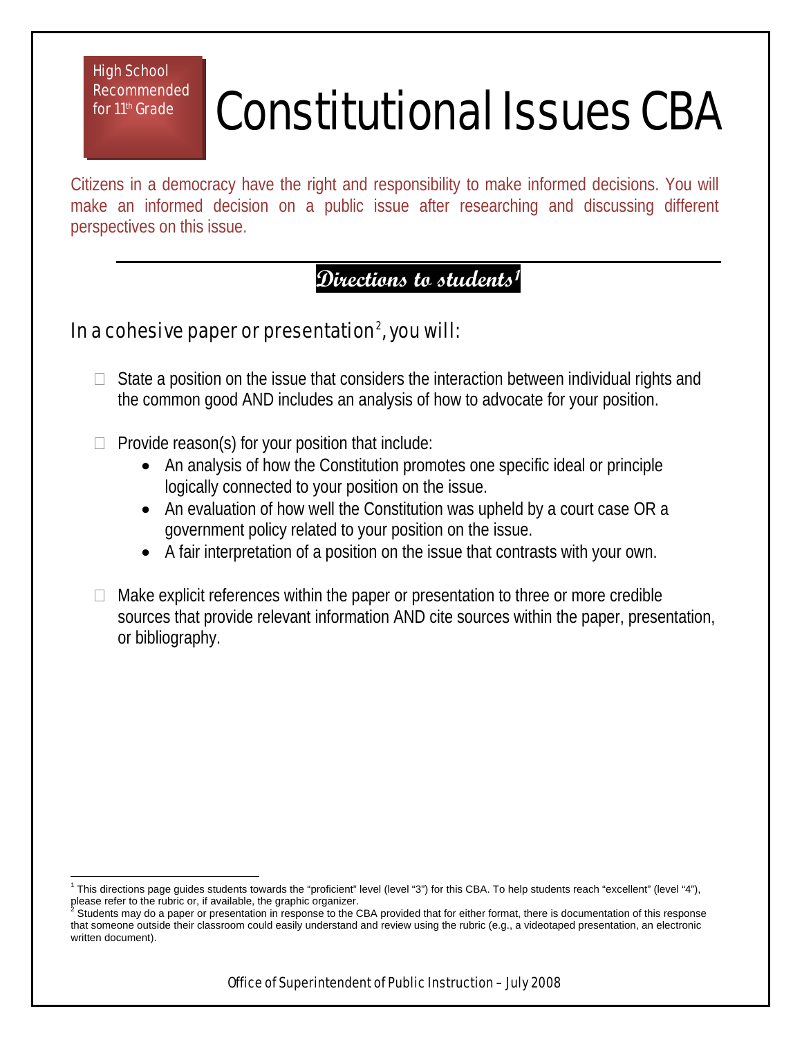High School Recommended for 11th Grade

# Constitutional Issues CBA

Citizens in a democracy have the right and responsibility to make informed decisions. You will make an informed decision on a public issue after researching and discussing different perspectives on this issue.

## Directions to students[1]

### In a cohesive paper or presentation[2], you will:

- ☐ State a position on the issue that considers the interaction between individual rights and the common good AND includes an analysis of how to advocate for your position.

- ☐ Provide reason(s) for your position that include:
  - An analysis of how the Constitution promotes one specific ideal or principle logically connected to your position on the issue.
  - An evaluation of how well the Constitution was upheld by a court case OR a government policy related to your position on the issue.
  - A fair interpretation of a position on the issue that contrasts with your own.

- ☐ Make explicit references within the paper or presentation to three or more credible sources that provide relevant information AND cite sources within the paper, presentation, or bibliography.

---

[1] This directions page guides students towards the "proficient" level (level "3") for this CBA. To help students reach "excellent" (level "4"), please refer to the rubric or, if available, the graphic organizer.

[2] Students may do a paper or presentation in response to the CBA provided that for either format, there is documentation of this response that someone outside their classroom could easily understand and review using the rubric (e.g., a videotaped presentation, an electronic written document).

Office of Superintendent of Public Instruction – July 2008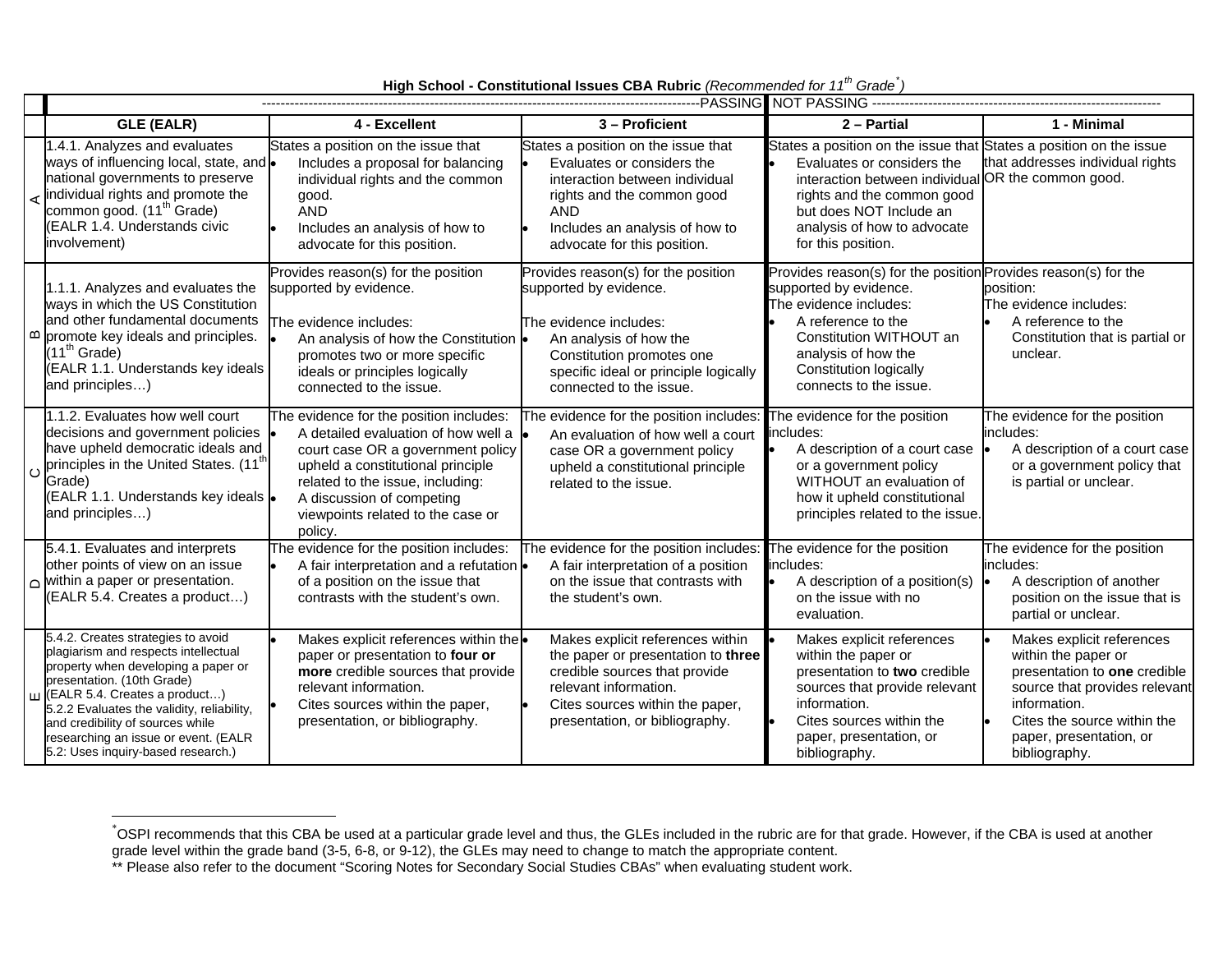**High School - Constitutional Issues CBA Rubric** *(Recommended for 11th Grade\*)*

| | -----PASSING | | | NOT PASSING ----- | |
|---|---|---|---|---|---|
| | **GLE (EALR)** | **4 - Excellent** | **3 – Proficient** | **2 – Partial** | **1 - Minimal** |
| A | 1.4.1. Analyzes and evaluates ways of influencing local, state, and national governments to preserve individual rights and promote the common good. (11th Grade) (EALR 1.4. Understands civic involvement) | States a position on the issue that<br>• Includes a proposal for balancing individual rights and the common good.<br>AND<br>• Includes an analysis of how to advocate for this position. | States a position on the issue that<br>• Evaluates or considers the interaction between individual rights and the common good<br>AND<br>• Includes an analysis of how to advocate for this position. | States a position on the issue that<br>• Evaluates or considers the interaction between individual rights and the common good but does NOT Include an analysis of how to advocate for this position. | States a position on the issue that addresses individual rights OR the common good. |
| B | 1.1.1. Analyzes and evaluates the ways in which the US Constitution and other fundamental documents promote key ideals and principles. (11th Grade) (EALR 1.1. Understands key ideals and principles…) | Provides reason(s) for the position supported by evidence.<br><br>The evidence includes:<br>• An analysis of how the Constitution promotes two or more specific ideals or principles logically connected to the issue. | Provides reason(s) for the position supported by evidence.<br><br>The evidence includes:<br>• An analysis of how the Constitution promotes one specific ideal or principle logically connected to the issue. | Provides reason(s) for the position supported by evidence.<br>The evidence includes:<br>• A reference to the Constitution WITHOUT an analysis of how the Constitution logically connects to the issue. | Provides reason(s) for the position:<br>The evidence includes:<br>• A reference to the Constitution that is partial or unclear. |
| C | 1.1.2. Evaluates how well court decisions and government policies have upheld democratic ideals and principles in the United States. (11th Grade) (EALR 1.1. Understands key ideals and principles…) | The evidence for the position includes:<br>• A detailed evaluation of how well a court case OR a government policy upheld a constitutional principle related to the issue, including:<br>• A discussion of competing viewpoints related to the case or policy. | The evidence for the position includes:<br>• An evaluation of how well a court case OR a government policy upheld a constitutional principle related to the issue. | The evidence for the position includes:<br>• A description of a court case or a government policy WITHOUT an evaluation of how it upheld constitutional principles related to the issue. | The evidence for the position includes:<br>• A description of a court case or a government policy that is partial or unclear. |
| D | 5.4.1. Evaluates and interprets other points of view on an issue within a paper or presentation. (EALR 5.4. Creates a product…) | The evidence for the position includes:<br>• A fair interpretation and a refutation of a position on the issue that contrasts with the student's own. | The evidence for the position includes:<br>• A fair interpretation of a position on the issue that contrasts with the student's own. | The evidence for the position includes:<br>• A description of a position(s) on the issue with no evaluation. | The evidence for the position includes:<br>• A description of another position on the issue that is partial or unclear. |
| E | 5.4.2. Creates strategies to avoid plagiarism and respects intellectual property when developing a paper or presentation. (10th Grade) (EALR 5.4. Creates a product…) 5.2.2 Evaluates the validity, reliability, and credibility of sources while researching an issue or event. (EALR 5.2: Uses inquiry-based research.) | • Makes explicit references within the paper or presentation to **four or more** credible sources that provide relevant information.<br>• Cites sources within the paper, presentation, or bibliography. | • Makes explicit references within the paper or presentation to **three** credible sources that provide relevant information.<br>• Cites sources within the paper, presentation, or bibliography. | • Makes explicit references within the paper or presentation to **two** credible sources that provide relevant information.<br>• Cites sources within the paper, presentation, or bibliography. | • Makes explicit references within the paper or presentation to **one** credible source that provides relevant information.<br>• Cites the source within the paper, presentation, or bibliography. |

\*OSPI recommends that this CBA be used at a particular grade level and thus, the GLEs included in the rubric are for that grade. However, if the CBA is used at another grade level within the grade band (3-5, 6-8, or 9-12), the GLEs may need to change to match the appropriate content.

\*\* Please also refer to the document "Scoring Notes for Secondary Social Studies CBAs" when evaluating student work.